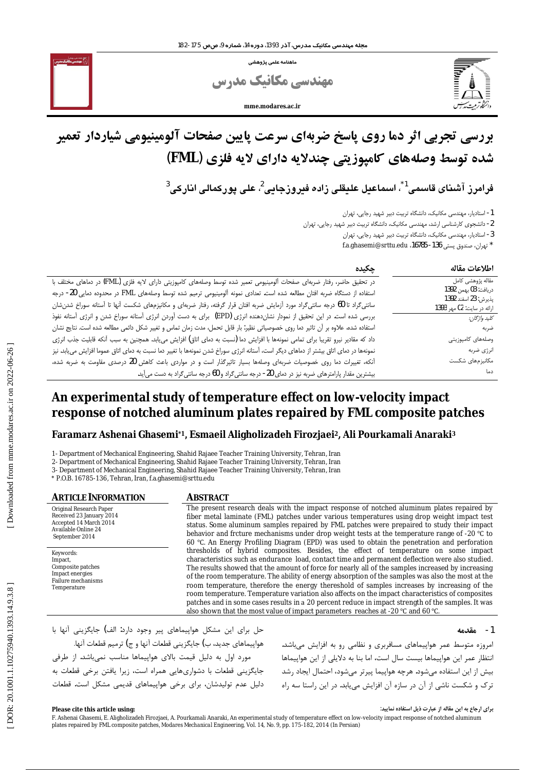ماهنامه علمی پژوهشی

# مهندسی مکانیک مدرس

mme.modares.ac.ir

# بررسی تجربی اثر دما روی پاسخ ضربه‌ای سرعت پایین صفحات آلومینیومی شیاردار تعمیر شده توسط وصله‌های کامپوزیتی چندلایه دارای لایه فلزی (FML)

**فرامرز آشنای قاسمی[1*]، اسماعیل علیقلی زاده فیروزجایی[2]، علی پورکمالی انارکی[3]**

1- استادیار، مهندسی مکانیک، دانشگاه تربیت دبیر شهید رجایی، تهران
2- دانشجوی کارشناسی ارشد، مهندسی مکانیک، دانشگاه تربیت دبیر شهید رجایی، تهران
3- استادیار، مهندسی مکانیک، دانشگاه تربیت دبیر شهید رجایی، تهران
* تهران، صندوق پستی 136-16785، f.a.ghasemi@srttu.edu

## اطلاعات مقاله

مقاله پژوهشی کامل
دریافت: 03 بهمن 1392
پذیرش: 23 اسفند 1392
ارائه در سایت: 02 مهر 1393

*کلید واژگان:*
ضربه
وصله‌های کامپوزیتی
انرژی ضربه
مکانیزم‌های شکست
دما

## چکیده

در تحقیق حاضر، رفتار ضربه‌ای صفحات آلومینیومی تعمیر شده توسط وصله‌های کامپوزیتی دارای لایه فلزی (FML) در دماهای مختلف با استفاده از دستگاه ضربه افتان مطالعه شده است. تعدادی نمونه آلومینیومی ترمیم شده توسط وصله‌های FML در محدوده دمایی 20- درجه سانتی‌گراد تا 60 درجه سانتی‌گراد مورد آزمایش ضربه افتان قرار گرفته، رفتار ضربه‌ای و مکانیزم‌های شکست آنها تا آستانه سوراخ شدن‌شان بررسی شده است. در این تحقیق از نمودار نشان‌دهنده انرژی (EPD) برای به دست آوردن انرژی آستانه سوراخ شدن و انرژی آستانه نفوذ استفاده شده. علاوه بر آن تاثیر دما روی خصوصیاتی نظیر؛ بار قابل تحمل، مدت زمان تماس و تغییر شکل دائمی مطالعه شده است. نتایج نشان داد که مقادیر نیرو تقریبا برای تمامی نمونه‌ها با افزایش دما (نسبت به دمای اتاق) افزایش می‌یابد. همچنین به سبب آنکه قابلیت جذب انرژی نمونه‌ها در دمای اتاق بیشتر از دماهای دیگر است، آستانه انرژی سوراخ شدن نمونه‌ها با تغییر دما نسبت به دمای اتاق عموما افزایش می‌یابد. نیز آنکه، تغییرات دما روی خصوصیات ضربه‌ای وصله‌ها بسیار تاثیرگذار است و در مواردی باعث کاهش 20 درصدی مقاومت به ضربه شده، بیشترین مقدار پارامترهای ضربه نیز در دمای 20- درجه سانتی‌گراد و 60 درجه سانتی‌گراد به دست می‌آید.

# An experimental study of temperature effect on low-velocity impact response of notched aluminum plates repaired by FML composite patches

**Faramarz Ashenai Ghasemi*[1], Esmaeil Aligholizadeh Firozjaei[2], Ali Pourkamali Anaraki[3]**

1- Department of Mechanical Engineering, Shahid Rajaee Teacher Training University, Tehran, Iran
2- Department of Mechanical Engineering, Shahid Rajaee Teacher Training University, Tehran, Iran
3- Department of Mechanical Engineering, Shahid Rajaee Teacher Training University, Tehran, Iran
* P.O.B. 16785-136, Tehran, Iran, f.a.ghasemi@srttu.edu

## ARTICLE INFORMATION

Original Research Paper
Received 23 January 2014
Accepted 14 March 2014
Available Online 24 September 2014

Keywords:
Impact,
Composite patches
Impact energies
Failure mechanisms
Temperature

## ABSTRACT

The present research deals with the impact response of notched aluminum plates repaired by fiber metal laminate (FML) patches under various temperatures using drop weight impact test status. Some aluminum samples repaired by FML patches were prepaired to study their impact behavior and frcture mechanisms under drop weight tests at the temperature range of -20 °C to 60 °C. An Energy Profiling Diagram (EPD) was used to obtain the penetration and perforation thresholds of hybrid composites. Besides, the effect of temperature on some impact characteristics such as endurance load, contact time and permanent deflection were also studied. The results showed that the amount of force for nearly all of the samples increased by increasing of the room temperature. The ability of energy absorption of the samples was also the most at the room temperature, therefore the energy thereshold of samples increases by increasing of the room temperature. Temperature variation also affects on the impact characteristics of composites patches and in some cases results in a 20 percent reduce in impact strength of the samples. It was also shown that the most value of impact parameters reaches at -20 °C and 60 °C.

## 1- مقدمه

امروزه متوسط عمر هواپیماهای مسافربری و نظامی رو به افزایش می‌باشد. انتظار عمر این هواپیماها بیست سال است، اما بنا به دلایلی از این هواپیماها بیش از این استفاده می‌شود. هرچه هواپیما پیرتر می‌شود، احتمال ایجاد رشد ترک و شکست ناشی از آن در سازه آن افزایش می‌یابد. در این راستا سه راه حل برای این مشکل هواپیماهای پیر وجود دارد: الف) جایگزینی آنها با هواپیماهای جدید، ب) جایگزینی قطعات آنها و ج) ترمیم قطعات آنها.

مورد اول به دلیل قیمت بالای هواپیماها مناسب نمی‌باشد. از طرفی جایگزینی قطعات با دشواری‌هایی همراه است، زیرا یافتن برخی قطعات به دلیل عدم تولیدشان، برای برخی هواپیماهای قدیمی مشکل است. قطعات

**Please cite this article using:**

F. Ashenai Ghasemi, E. Aligholizadeh Firozjaei, A. Pourkamali Anaraki, An experimental study of temperature effect on low-velocity impact response of notched aluminum plates repaired by FML composite patches, *Modares Mechanical Engineering*, Vol. 14, No. 9, pp. 175-182, 2014 (In Persian)

برای ارجاع به این مقاله از عبارت ذیل استفاده نمایید: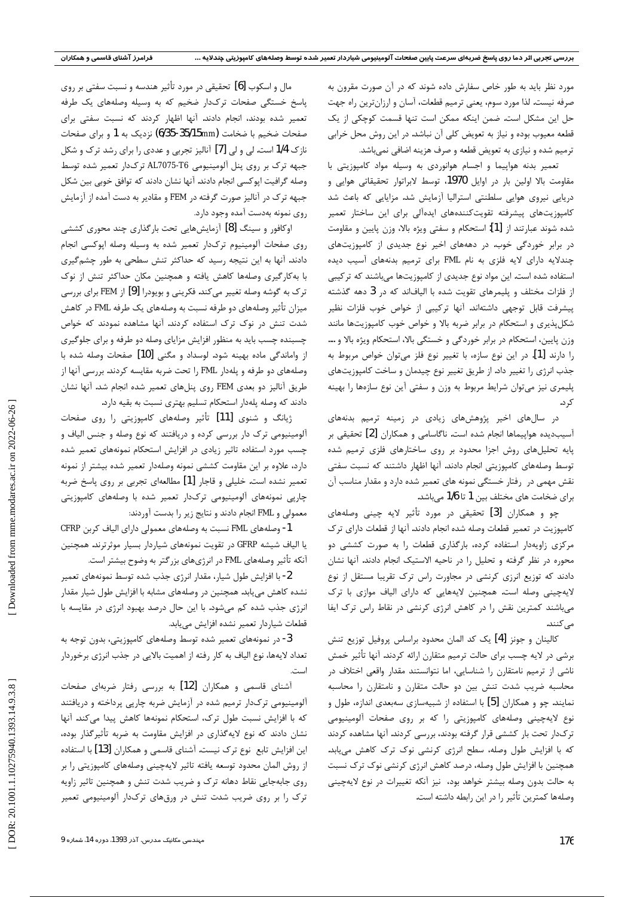مورد نظر باید به طور خاص سفارش داده شوند که در آن صورت مقرون به صرفه نیست. لذا مورد سوم، یعنی ترمیم قطعات، آسان و ارزان‌ترین راه جهت حل این مشکل است. ضمن اینکه ممکن است تنها قسمت کوچکی از یک قطعه معیوب بوده و نیاز به تعویض کلی آن نباشد. در این روش محل خرابی ترمیم شده و نیازی به تعویض قطعه و صرف هزینه اضافی نمی‌باشد.

تعمیر بدنه هواپیما و اجسام هوانوردی به وسیله مواد کامپوزیتی با مقاومت بالا اولین بار در اوایل 1970، توسط لابراتوار تحقیقاتی هوایی و دریایی نیروی هوایی سلطنتی استرالیا آزمایش شد. مزایایی که باعث شد کامپوزیت‌های پیشرفته تقویت‌کننده‌های ایده‌آلی برای این ساختار تعمیر شده شوند عبارتند از [1]: استحکام و سفتی ویژه بالا، وزن پایین و مقاومت در برابر خوردگی خوب. در دهه‌های اخیر نوع جدیدی از کامپوزیت‌های چندلایه دارای لایه فلزی به نام FML برای ترمیم بدنه‌های آسیب دیده استفاده شده است. این مواد نوع جدیدی از کامپوزیت‌ها می‌باشند که ترکیبی از فلزات مختلف و پلیمرهای تقویت شده با الیاف‌اند که در 3 دهه گذشته پیشرفت قابل توجهی داشته‌اند. آنها ترکیبی از خواص خوب فلزات نظیر شکل‌پذیری و استحکام در برابر ضربه بالا و خواص خوب کامپوزیت‌ها مانند وزن پایین، استحکام در برابر خوردگی و خستگی بالا، استحکام ویژه بالا و .... را دارند [1]. در این نوع سازه، با تغییر نوع فلز می‌توان خواص مربوط به جذب انرژی را تغییر داد. از طریق تغییر نوع چیدمان و ساخت کامپوزیت‌های پلیمری نیز می‌توان شرایط مربوط به وزن و سفتی این نوع سازه‌ها را بهینه کرد.

در سال‌های اخیر پژوهش‌های زیادی در زمینه ترمیم بدنه‌های آسیب‌دیده هواپیماها انجام شده است. ناگاسامی و همکاران [2] تحقیقی بر پایه تحلیل‌های روش اجزا محدود بر روی ساختارهای فلزی ترمیم شده توسط وصله‌های کامپوزیتی انجام دادند. آنها اظهار داشتند که نسبت سفتی نقش مهمی در رفتار خستگی نمونه های تعمیر شده دارد و مقدار مناسب آن برای ضخامت های مختلف بین 1 تا 1/6 می‌باشد.

چو و همکاران [3] تحقیقی در مورد تأثیر لایه چینی وصله‌های کامپوزیت در تعمیر قطعات وصله شده انجام دادند. آنها از قطعات دارای ترک مرکزی زاویه‌دار استفاده کرده، بارگذاری قطعات را به صورت کششی دو محوره در نظر گرفته و تحلیل را در ناحیه الاستیک انجام دادند. آنها نشان دادند که توزیع انرژی کرنشی در مجاورت راس ترک تقریبا مستقل از نوع لایه‌چینی وصله است. همچنین لایه‌هایی که دارای الیاف موازی با ترک می‌باشند کمترین نقش را در کاهش انرژی کرنشی در نقاط راس ترک ایفا می‌کنند.

کالینان و جونز [4] یک کد المان محدود براساس پروفیل توزیع تنش برشی در لایه چسب برای حالت ترمیم متقارن ارائه کردند. آنها تأثیر خمش ناشی از ترمیم نامتقارن را شناسایی، اما نتوانستند مقدار واقعی اختلاف در محاسبه ضریب شدت تنش بین دو حالت متقارن و نامتقارن را محاسبه نمایند. چو و همکاران [5] با استفاده از شبیه‌سازی سه‌بعدی اندازه، طول و نوع لایه‌چینی وصله‌های کامپوزیتی را که بر روی صفحات آلومینیومی ترک‌دار تحت بار کششی قرار گرفته بودند، بررسی کردند. آنها مشاهده کردند که با افزایش طول وصله، سطح انرژی کرنشی نوک ترک کاهش می‌یابد. همچنین با افزایش طول وصله، درصد کاهش انرژی کرنشی نوک ترک نسبت به حالت بدون وصله بیشتر خواهد بود، نیز آنکه تغییرات در نوع لایه‌چینی وصله‌ها کمترین تأثیر را در این رابطه داشته است.

مال و اسکوب [6] تحقیقی در مورد تأثیر هندسه و نسبت سفتی بر روی پاسخ خستگی صفحات ترک‌دار ضخیم که به وسیله وصله‌های یک طرفه تعمیر شده بودند، انجام دادند. آنها اظهار کردند که نسبت سفتی برای صفحات ضخیم با ضخامت (6/35-35/15mm) نزدیک به 1 و برای صفحات نازک 1/4 است. لی و لی [7] آنالیز تجربی و عددی را برای رشد ترک و شکل جبهه ترک بر روی پنل آلومینیومی AL7075-T6 ترک‌دار تعمیر شده توسط وصله گرافیت اپوکسی انجام دادند. آنها نشان دادند که توافق خوبی بین شکل جبهه ترک در آنالیز صورت گرفته در FEM و مقادیر به دست آمده از آزمایش روی نمونه به‌دست آمده وجود دارد.

اوکافور و سینگ [8] آزمایش‌هایی تحت بارگذاری چند محوری کششی روی صفحات آلومینیوم ترک‌دار تعمیر شده به وسیله وصله اپوکسی انجام دادند. آنها به این نتیجه رسید که حداکثر تنش سطحی به طور چشم‌گیری با به‌کارگیری وصله‌ها کاهش یافته و همچنین مکان حداکثر تنش از نوک ترک به گوشه وصله تغییر می‌کند. فکرینی و بویودرا [9] از FEM برای بررسی میزان تأثیر وصله‌های دو طرفه نسبت به وصله‌های یک طرفه FML در کاهش شدت تنش در نوک ترک استفاده کردند. آنها مشاهده نمودند که خواص چسبنده چسب باید به منظور افزایش مزایای وصله دو طرفه و برای جلوگیری از واماندگی ماده بهینه شود. لوسداد و مگنی [10] صفحات وصله شده با وصله‌های دو طرفه و پله‌دار FML را تحت ضربه مقایسه کردند. بررسی آنها از طریق آنالیز دو بعدی FEM روی پنل‌های تعمیر شده انجام شد. آنها نشان دادند که وصله پله‌دار استحکام تسلیم بهتری نسبت به بقیه دارد.

ژیانگ و شنوی [11] تأثیر وصله‌های کامپوزیتی را روی صفحات آلومینیومی ترک دار بررسی کرده و دریافتند که نوع وصله و جنس الیاف و چسب مورد استفاده تاثیر زیادی در افزایش استحکام نمونه‌های تعمیر شده دارد، علاوه بر این مقاومت کششی نمونه وصله‌دار تعمیر شده بیشتر از نمونه تعمیر نشده است. خلیلی و قاجار [1] مطالعه‌ای تجربی بر روی پاسخ ضربه چارپی نمونه‌های آلومینیومی ترک‌دار تعمیر شده با وصله‌های کامپوزیتی معمولی و FML انجام دادند و نتایج زیر را بدست آوردند:

1- وصله‌های FML نسبت به وصله‌های معمولی دارای الیاف کربن CFRP یا الیاف شیشه GFRP در تقویت نمونه‌های شیاردار بسیار موثرترند. همچنین آنکه تأثیر وصله‌های FML در انرژی‌های بزرگتر به وضوح بیشتر است.

2- با افزایش طول شیار، مقدار انرژی جذب شده توسط نمونه‌های تعمیر نشده کاهش می‌یابد. همچنین در وصله‌های مشابه با افزایش طول شیار مقدار انرژی جذب شده کم می‌شود. با این حال درصد بهبود انرژی در مقایسه با قطعات شیاردار تعمیر نشده افزایش می‌یابد.

3- در نمونه‌های تعمیر شده توسط وصله‌های کامپوزیتی، بدون توجه به تعداد لایه‌ها، نوع الیاف به کار رفته از اهمیت بالایی در جذب انرژی برخوردار است.

آشنای قاسمی و همکاران [12] به بررسی رفتار ضربه‌ای صفحات آلومینیومی ترک‌دار ترمیم شده در آزمایش ضربه چارپی پرداخته و دریافتند که با افزایش نسبت طول ترک، استحکام نمونه‌ها کاهش پیدا می‌کند. آنها نشان دادند که نوع لایه‌گذاری در افزایش مقاومت به ضربه تأثیرگذار بوده، این افزایش تابع نوع ترک نیست. آشنای قاسمی و همکاران [13] با استفاده از روش المان محدود توسعه یافته تاثیر لایه‌چینی وصله‌های کامپوزیتی را بر روی جابه‌جایی نقاط دهانه ترک و ضریب شدت تنش و همچنین تاثیر زاویه ترک را بر روی ضریب شدت تنش در ورق‌های ترک‌دار آلومینیومی تعمیر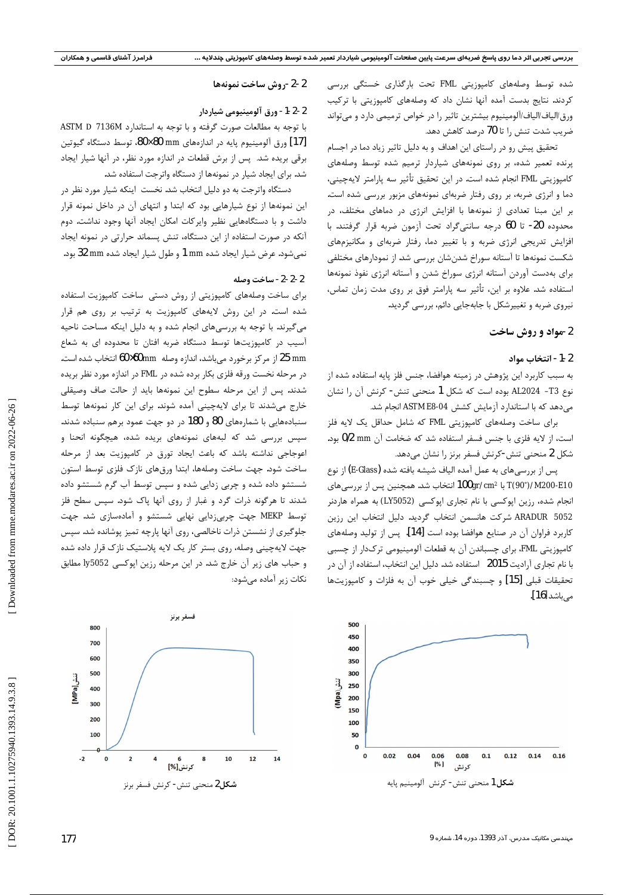شده توسط وصله‌های کامپوزیتی FML تحت بارگذاری خستگی بررسی کردند. نتایج بدست آمده آنها نشان داد که وصله‌های کامپوزیتی با ترکیب ورق/الیاف/الیاف/آلومینیوم بیشترین تاثیر را در خواص ترمیمی دارد و می‌تواند ضریب شدت تنش را تا 70 درصد کاهش دهد.

تحقیق پیش رو در راستای این اهداف و به دلیل تاثیر زیاد دما در اجسام پرنده تعمیر شده، بر روی نمونه‌های شیاردار ترمیم شده توسط وصله‌های کامپوزیتی FML انجام شده است. در این تحقیق تأثیر سه پارامتر لایه‌چینی، دما و انرژی ضربه، بر روی رفتار ضربه‌ای نمونه‌های مزبور بررسی شده است. بر این مبنا تعدادی از نمونه‌ها با افزایش انرژی در دماهای مختلف، در محدوده 20- تا 60 درجه سانتی‌گراد تحت آزمون ضربه قرار گرفتند. با افزایش تدریجی انرژی ضربه و با تغییر دما، رفتار ضربه‌ای و مکانیزم‌های شکست نمونه‌ها تا آستانه سوراخ شدن‌شان بررسی شد از نمودارهای مختلفی برای بدست آوردن آستانه انرژی سوراخ شدن و آستانه انرژی نفوذ نمونه‌ها استفاده شد. علاوه بر این، تأثیر سه پارامتر فوق بر روی مدت زمان تماس، نیروی ضربه و تغییرشکل با جابه‌جایی دائم، بررسی گردید.

## 2- مواد و روش ساخت

### 2-1- انتخاب مواد

به سبب کاربرد این پژوهش در زمینه هوافضا، جنس فلز پایه استفاده شده از نوع AL2024 -T3 بوده است که شکل 1 منحنی تنش- کرنش آن را نشان می‌دهد که با استاندارد آزمایش کشش ASTM E8-04 انجام شد.

برای ساخت وصله‌های کامپوزیتی FML که شامل حداقل یک لایه فلز است، از لایه فلزی با جنس فسفر برنز استفاده شد که ضخامت آن 0/2 mm بود. شکل 2 منحنی تنش-کرنش فسفر برنز را نشان می‌دهد.

پس از بررسی‌های به عمل آمده الیاف شیشه بافته شده (E-Glass) از نوع T(90°)/M200-E10 با 100gr/cm² انتخاب شد. همچنین پس از بررسی‌های انجام شده، رزین اپوکسی با نام تجاری اپوکسی (LY5052) به همراه هاردنر ARADUR 5052 شرکت هانسمن انتخاب گردید. دلیل انتخاب این رزین کاربرد فراوان آن در صنایع هوافضا بوده است [14]. پس از تولید وصله‌های کامپوزیتی FML، برای چسباندن آن به قطعات آلومینیوم ترکدار از چسبی با نام تجاری آرادیت 2015 استفاده شد. دلیل این انتخاب، استفاده از آن در تحقیقات قبلی [15] و چسبندگی خیلی خوب آن به فلزات و کامپوزیت‌ها می‌باشد [16].

شکل 1 منحنی تنش- کرنش آلومینیم پایه

### 2-2- روش ساخت نمونه‌ها

#### 2-2-1- ورق آلومینیومی شیاردار

با توجه به مطالعات صورت گرفته و با توجه به استاندارد ASTM D 7136M [17] ورق آلومینیوم پایه در اندازه‌های 80×80 mm، توسط دستگاه گیوتین برقی بریده شد. پس از برش قطعات در اندازه مورد نظر، در آنها شیار ایجاد شد. برای ایجاد شیار در نمونه‌ها از دستگاه واترجت استفاده شد.

دستگاه واترجت به دو دلیل انتخاب شد. نخست اینکه شیار مورد نظر در این نمونه‌ها از نوع شیارهایی بود که ابتدا و انتهای آن در داخل نمونه قرار داشت و با دستگاه‌هایی نظیر وایرکات امکان ایجاد آنها وجود نداشت. دوم آنکه در صورت استفاده از این دستگاه، تنش پسماند حرارتی در نمونه ایجاد نمی‌شود. عرض شیار ایجاد شده 1 mm و طول شیار ایجاد شده 32 mm بود.

#### 2-2-2- ساخت وصله

برای ساخت وصله‌های کامپوزیتی از روش دستی ساخت کامپوزیت استفاده شده است. در این روش لایه‌های کامپوزیت به ترتیب بر روی هم قرار می‌گیرند. با توجه به بررسی‌های انجام شده و به دلیل اینکه مساحت ناحیه آسیب در کامپوزیت‌ها توسط دستگاه ضربه افتان تا محدوده ای به شعاع 25 mm از مرکز برخورد می‌باشد، اندازه وصله 60×60mm انتخاب شده است. در مرحله نخست ورقه فلزی بکار برده شده در FML در اندازه مورد نظر بریده شدند. پس از این مرحله سطوح این نمونه‌ها باید از حالت صاف وصیقلی خارج می‌شدند تا برای لایه‌چینی آمده شوند. برای این کار نمونه‌ها توسط سنباده‌هایی با شماره‌های 80 و 180 در دو جهت عمود برهم سنباده شدند. سپس بررسی شد که لبه‌های نمونه‌های بریده شده، هیچگونه انحنا و اعوجاجی نداشته باشد که باعث ایجاد تورق در کامپوزیت بعد از مرحله ساخت شود. جهت ساخت وصله‌ها، ابتدا ورق‌های نازک فلزی توسط استون شستشو داده شده و چربی زدایی شده و سپس توسط آب گرم شستشو داده شدند تا هرگونه ذرات گرد و غبار از روی آنها پاک شود. سپس سطح فلز توسط MEKP جهت چربی‌زدایی نهایی شستشو و آماده‌سازی شد. جهت جلوگیری از نشستن ذرات ناخالصی، روی آنها پارچه تمیز پوشانده شد. سپس جهت لایه‌چینی وصله، روی بستر کار یک لایه پلاستیک نازک قرار داده شده و حباب های زیر آن خارج شد. در این مرحله رزین اپوکسی ly5052 مطابق نکات زیر آماده می‌شود:

شکل 2 منحنی تنش- کرنش فسفر برنز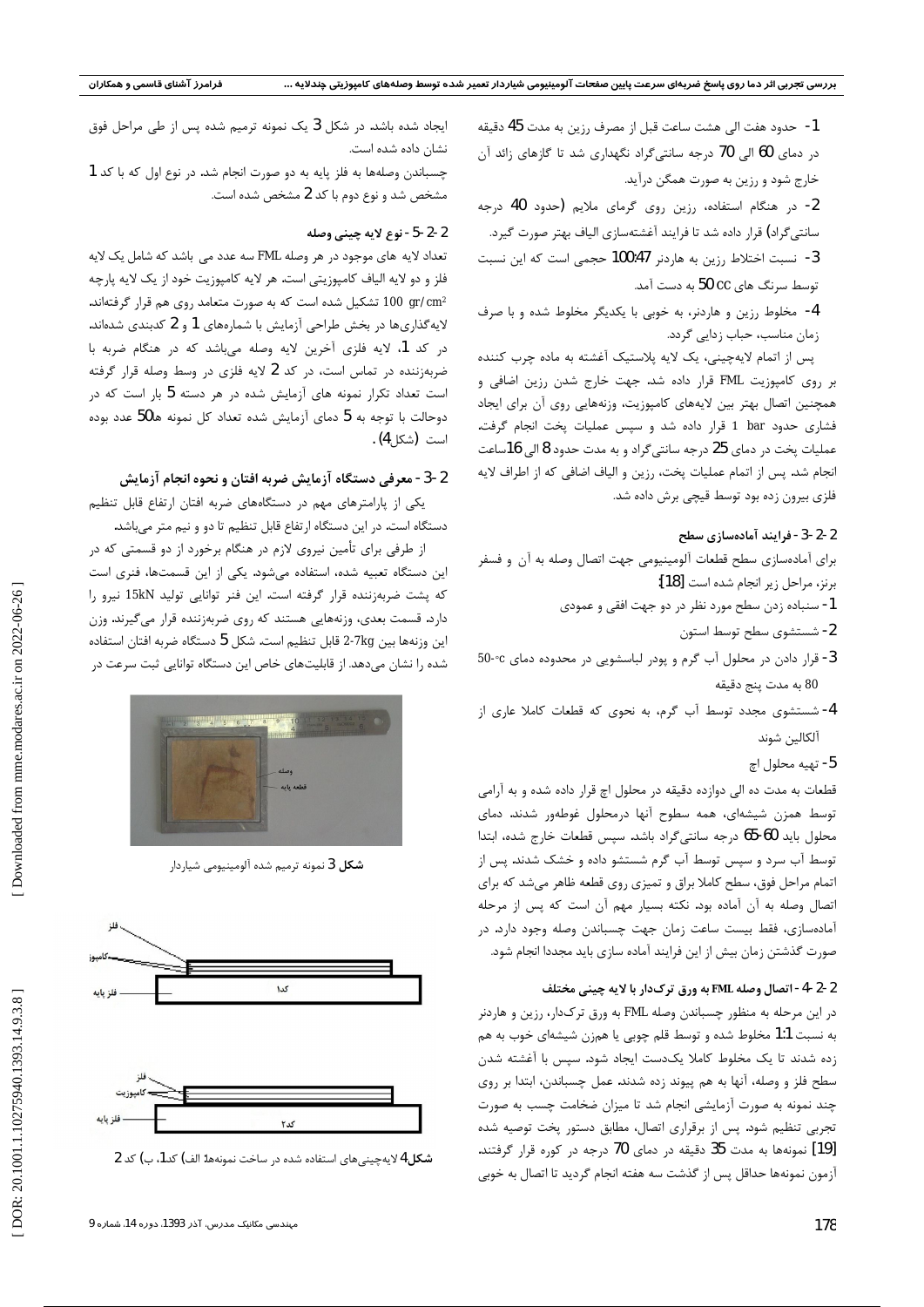1- حدود هفت الی هشت ساعت قبل از مصرف رزین به مدت 45 دقیقه در دمای 60 الی 70 درجه سانتی‌گراد نگهداری شد تا گازهای زائد آن خارج شود و رزین به صورت همگن درآید.

2- در هنگام استفاده، رزین روی گرمای ملایم (حدود 40 درجه سانتی‌گراد) قرار داده شد تا فرایند آغشته‌سازی الیاف بهتر صورت گیرد.

3- نسبت اختلاط رزین به هاردنر 100:47 حجمی است که این نسبت توسط سرنگ های 50 cc به دست آمد.

4- مخلوط رزین و هاردنر، به خوبی با یکدیگر مخلوط شده و با صرف زمان مناسب، حباب زدایی گردد.

پس از اتمام لایه‌چینی، یک لایه پلاستیک آغشته به ماده چرب کننده بر روی کامپوزیت FML قرار داده شد. جهت خارج شدن رزین اضافی و همچنین اتصال بهتر بین لایه‌های کامپوزیت، وزنه‌هایی روی آن برای ایجاد فشاری حدود 1 bar قرار داده شد و سپس عملیات پخت انجام گرفت. عملیات پخت در دمای 25 درجه سانتی‌گراد و به مدت حدود 8 الی 16 ساعت انجام شد. پس از اتمام عملیات پخت، رزین و الیاف اضافی که از اطراف لایه فلزی بیرون زده بود توسط قیچی برش داده شد.

### 2-2-3- فرایند آماده‌سازی سطح

برای آماده‌سازی سطح قطعات آلومینیومی جهت اتصال وصله به آن و فسفر برنز، مراحل زیر انجام شده است [18]:

1- سنباده زدن سطح مورد نظر در دو جهت افقی و عمودی

2- شستشوی سطح توسط استون

3- قرار دادن در محلول آب گرم و پودر لباسشویی در محدوده دمای 50-80°c به مدت پنج دقیقه

4- شستشوی مجدد توسط آب گرم، به نحوی که قطعات کاملا عاری از آلکالین شوند

5- تهیه محلول اچ

قطعات به مدت ده الی دوازده دقیقه در محلول اچ قرار داده شده و به آرامی توسط همزن شیشه‌ای، همه سطوح آنها درمحلول غوطه‌ور شدند. دمای محلول باید 60-65 درجه سانتی‌گراد باشد. سپس قطعات خارج شده، ابتدا توسط آب سرد و سپس توسط آب گرم شستشو داده و خشک شدند. پس از اتمام مراحل فوق، سطح کاملا براق و تمیزی روی قطعه ظاهر می‌شد که برای اتصال وصله به آن آماده بود. نکته بسیار مهم آن است که پس از مرحله آماده‌سازی، فقط بیست ساعت زمان جهت چسباندن وصله وجود دارد. در صورت گذشتن زمان بیش از این فرایند آماده سازی باید مجددا انجام شود.

### 2-2-4- اتصال وصله FML به ورق ترک‌دار با لایه چینی مختلف

در این مرحله به منظور چسباندن وصله FML به ورق ترک‌دار، رزین و هاردنر به نسبت 1:1 مخلوط شده و توسط قلم چوبی یا همزن شیشه‌ای خوب به هم زده شدند تا یک مخلوط کاملا یک‌دست ایجاد شود. سپس با آغشته شدن سطح فلز و وصله، آنها به هم پیوند زده شدند. عمل چسباندن، ابتدا بر روی چند نمونه به صورت آزمایشی انجام شد تا میزان ضخامت چسب به صورت تجربی تنظیم شود. پس از برقراری اتصال، مطابق دستور پخت توصیه شده [19] نمونه‌ها به مدت 35 دقیقه در دمای 70 درجه در کوره قرار گرفتند. آزمون نمونه‌ها حداقل پس از گذشت سه هفته انجام گردید تا اتصال به خوبی ایجاد شده باشد. در شکل 3 یک نمونه ترمیم شده پس از طی مراحل فوق نشان داده شده است.

چسباندن وصله‌ها به فلز پایه به دو صورت انجام شد. در نوع اول که با کد 1 مشخص شد و نوع دوم با کد 2 مشخص شده است.

### 2-2-5- نوع لایه چینی وصله

تعداد لایه های موجود در هر وصله FML سه عدد می باشد که شامل یک لایه فلز و دو لایه الیاف کامپوزیتی است. هر لایه کامپوزیت خود از یک لایه پارچه 100 gr/cm² تشکیل شده است که به صورت متعامد روی هم قرار گرفته‌اند. لایه‌گذاری‌ها در بخش طراحی آزمایش با شماره‌های 1 و 2 کدبندی شده‌اند. در کد 1، لایه فلزی آخرین لایه وصله می‌باشد که در هنگام ضربه با ضربه‌زننده در تماس است، در کد 2 لایه فلزی در وسط وصله قرار گرفته است تعداد تکرار نمونه های آزمایش شده در هر دسته 5 بار است که در دوحالت با توجه به 5 دمای آزمایش شده تعداد کل نمونه ها 50 عدد بوده است (شکل 4).

### 2-3- معرفی دستگاه آزمایش ضربه افتان و نحوه انجام آزمایش

یکی از پارامترهای مهم در دستگاه‌های ضربه افتان ارتفاع قابل تنظیم دستگاه است. در این دستگاه ارتفاع قابل تنظیم تا دو و نیم متر می‌باشد.

از طرفی برای تأمین نیروی لازم در هنگام برخورد از دو قسمتی که در این دستگاه تعبیه شده، استفاده می‌شود. یکی از این قسمت‌ها، فنری است که پشت ضربه‌زننده قرار گرفته است. این فنر توانایی تولید 15kN نیرو را دارد. قسمت بعدی، وزنه‌هایی هستند که روی ضربه‌زننده قرار می‌گیرند. وزن این وزنه‌ها بین 2-7kg قابل تنظیم است. شکل 5 دستگاه ضربه افتان استفاده شده را نشان می‌دهد. از قابلیت‌های خاص این دستگاه توانایی ثبت سرعت در

وصله
قطعه پایه

**شکل 3** نمونه ترمیم شده آلومینیومی شیاردار

فلز
کامپوزیت
فلز پایه
کد1

فلز
کامپوزیت
فلز پایه
کد2

**شکل 4** لایه‌چینی‌های استفاده شده در ساخت نمونه‌ها: الف) کد1، ب) کد 2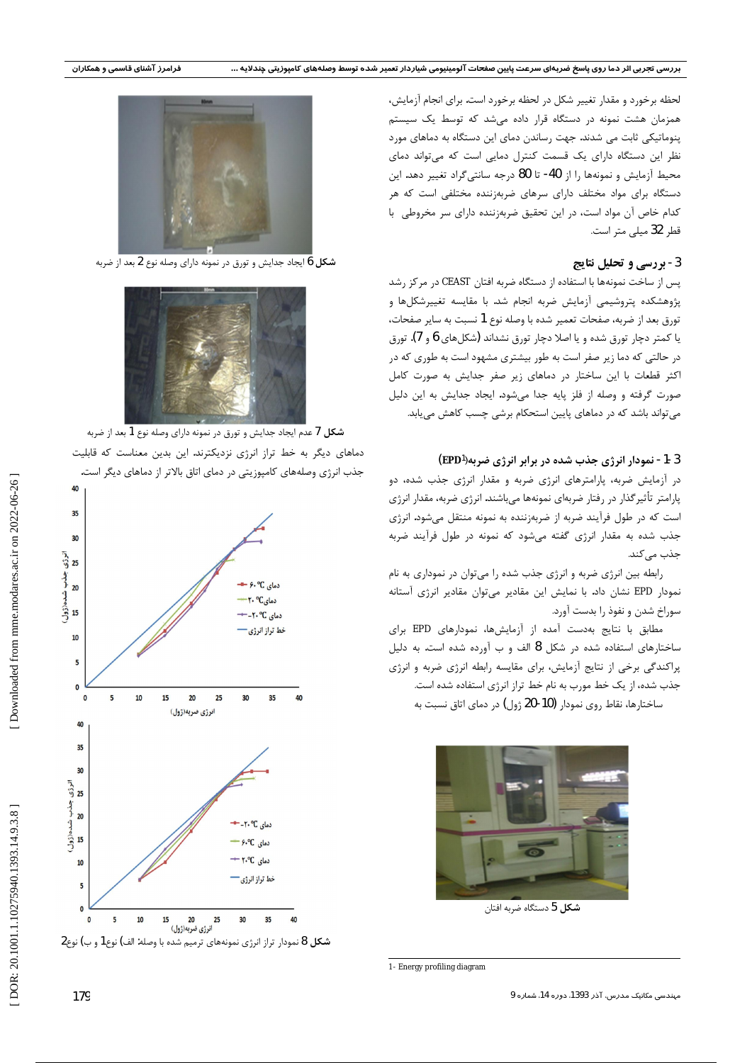لحظه برخورد و مقدار تغییر شکل در لحظه برخورد است. برای انجام آزمایش، همزمان هشت نمونه در دستگاه قرار داده می‌شد که توسط یک سیستم پنوماتیکی ثابت می شدند. جهت رساندن دمای این دستگاه به دماهای مورد نظر این دستگاه دارای یک قسمت کنترل دمایی است که می‌تواند دمای محیط آزمایش و نمونه‌ها را از 40- تا 80 درجه سانتی‌گراد تغییر دهد. این دستگاه برای مواد مختلف دارای سرهای ضربه‌زننده مختلفی است که هر کدام خاص آن مواد است، در این تحقیق ضربه‌زننده دارای سر مخروطی با قطر 32 میلی متر است.

## 3- بررسی و تحلیل نتایج

پس از ساخت نمونه‌ها با استفاده از دستگاه ضربه افتان CEAST در مرکز رشد پژوهشکده پتروشیمی آزمایش ضربه انجام شد. با مقایسه تغییرشکل‌ها و تورق بعد از ضربه، صفحات تعمیر شده با وصله نوع 1 نسبت به سایر صفحات، یا کمتر دچار تورق شده و یا اصلا دچار تورق نشداند (شکل‌های 6 و 7). تورق در حالتی که دما زیر صفر است به طور بیشتری مشهود است به طوری که در اکثر قطعات با این ساختار در دماهای زیر صفر جدایش به صورت کامل صورت گرفته و وصله از فلز پایه جدا می‌شود. ایجاد جدایش به این دلیل می‌تواند باشد که در دماهای پایین استحکام برشی چسب کاهش می‌یابد.

### 3-1- نمودار انرژی جذب شده در برابر انرژی ضربه (EPD[1])

در آزمایش ضربه، پارامترهای انرژی ضربه و مقدار انرژی جذب شده، دو پارامتر تأثیرگذار در رفتار ضربه‌ای نمونه‌ها می‌باشند. انرژی ضربه، مقدار انرژی است که در طول فرآیند ضربه از ضربه‌زننده به نمونه منتقل می‌شود. انرژی جذب شده به مقدار انرژی گفته می‌شود که نمونه در طول فرآیند ضربه جذب می‌کند.

رابطه بین انرژی ضربه و انرژی جذب شده را می‌توان در نموداری به نام نمودار EPD نشان داد. با نمایش این مقادیر می‌توان مقادیر انرژی آستانه سوراخ شدن و نفوذ را بدست آورد.

مطابق با نتایج بدست آمده از آزمایش‌ها، نمودارهای EPD برای ساختارهای استفاده شده در شکل 8 الف و ب آورده شده است. به دلیل پراکندگی برخی از نتایج آزمایش، برای مقایسه رابطه انرژی ضربه و انرژی جذب شده، از یک خط مورب به نام خط تراز انرژی استفاده شده است.

ساختارها، نقاط روی نمودار (10-20 ژول) در دمای اتاق نسبت به

شکل 5 دستگاه ضربه افتان

1- Energy profiling diagram

شکل 6 ایجاد جدایش و تورق در نمونه دارای وصله نوع 2 بعد از ضربه

شکل 7 عدم ایجاد جدایش و تورق در نمونه دارای وصله نوع 1 بعد از ضربه

دماهای دیگر به خط تراز انرژی نزدیکترند. این بدین معناست که قابلیت جذب انرژی وصله‌های کامپوزیتی در دمای اتاق بالاتر از دماهای دیگر است.

شکل 8 نمودار تراز انرژی نمونه‌های ترمیم شده با وصلهٔ الف) نوع1 و ب) نوع2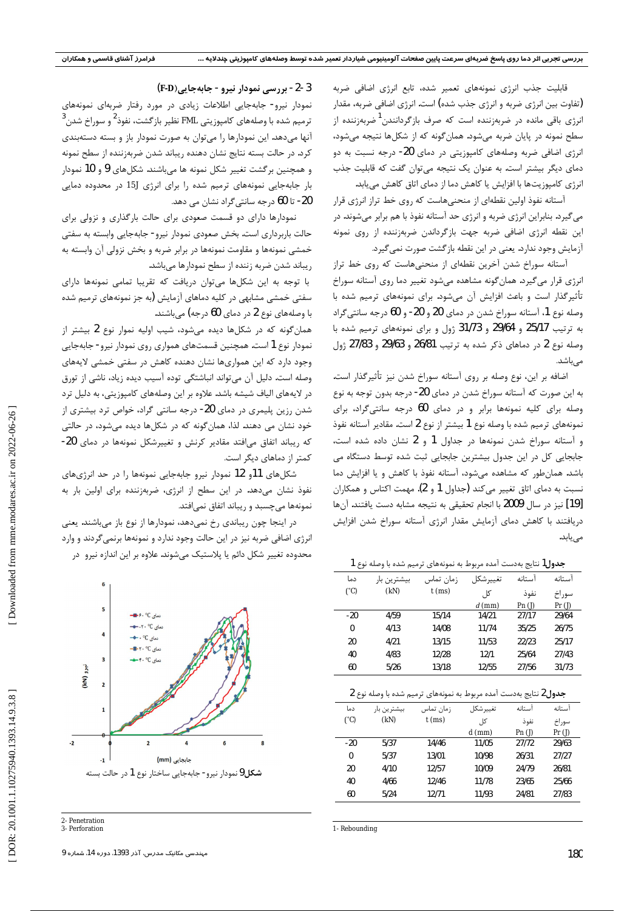قابلیت جذب انرژی نمونه‌های تعمیر شده، تابع انرژی اضافی ضربه (تفاوت بین انرژی ضربه و انرژی جذب شده) است. انرژی اضافی ضربه، مقدار انرژی باقی مانده در ضربه‌زننده است که صرف بازگرداندن[1] ضربه‌زننده از سطح نمونه در پایان ضربه می‌شود. همان‌گونه که از شکل‌ها نتیجه می‌شود، انرژی اضافی ضربه وصله‌های کامپوزیتی در دمای 20- درجه نسبت به دو دمای دیگر بیشتر است. به عنوان یک نتیجه می‌توان گفت که قابلیت جذب انرژی کامپوزیت‌ها با افزایش یا کاهش دما از دمای اتاق کاهش می‌یابد.

آستانه نفوذ اولین نقطه‌ای از منحنی‌هاست که روی خط تراز انرژی قرار می‌گیرد. بنابراین انرژی ضربه و انرژی حد آستانه نفوذ با هم برابر می‌شوند. در این نقطه انرژی اضافی ضربه جهت بازگرداندن ضربه‌زننده از روی نمونه آزمایش وجود ندارد. یعنی در این نقطه بازگشت صورت نمی‌گیرد.

آستانه سوراخ شدن آخرین نقطه‌ای از منحنی‌هاست که روی خط تراز انرژی قرار می‌گیرد. همان‌گونه مشاهده می‌شود تغییر دما روی آستانه سوراخ تأثیرگذار است و باعث افزایش آن می‌شود. برای نمونه‌های ترمیم شده با وصله نوع 1، آستانه سوراخ شدن در دمای 20 و 20- و 60 درجه سانتی‌گراد به ترتیب 25/17 و 29/64 و 31/73 ژول و برای نمونه‌های ترمیم شده با وصله نوع 2 در دماهای ذکر شده به ترتیب 26/81 و 29/63 و 27/83 ژول می‌باشد.

اضافه بر این، نوع وصله بر روی آستانه سوراخ شدن نیز تأثیرگذار است. به این صورت که آستانه سوراخ شدن در دمای 20- درجه بدون توجه به نوع وصله برای کلیه نمونه‌ها برابر و در دمای 60 درجه سانتی‌گراد، برای نمونه‌های ترمیم شده با وصله نوع 1 بیشتر از نوع 2 است. مقادیر آستانه نفوذ و آستانه سوراخ شدن نمونه‌ها در جداول 1 و 2 نشان داده شده است. جابجایی کل در این جدول بیشترین جابجایی ثبت شده توسط دستگاه می باشد. همان‌طور که مشاهده می‌شود، آستانه نفوذ با کاهش و یا افزایش دما نسبت به دمای اتاق تغییر می‌کند (جداول 1 و 2). مهمت اکتاس و همکاران [19] نیز در سال 2009 با انجام تحقیقی به نتیجه مشابه دست یافتند. آن‌ها دریافتند با کاهش دمای آزمایش مقدار انرژی آستانه سوراخ شدن افزایش می‌یابد.

**جدول1** نتایج بدست آمده مربوط به نمونه‌های ترمیم شده با وصله نوع 1

| دما (°C) | بیشترین بار (kN) | زمان تماس t (ms) | تغییرشکل کل $d$ (mm) | آستانه نفوذ Pn (J) | آستانه سوراخ Pr (J) |
|---|---|---|---|---|---|
| -20 | 4/59 | 15/14 | 14/21 | 27/17 | 29/64 |
| 0 | 4/13 | 14/08 | 11/74 | 35/25 | 26/75 |
| 20 | 4/21 | 13/15 | 11/53 | 22/23 | 25/17 |
| 40 | 4/83 | 12/28 | 12/1 | 25/64 | 27/43 |
| 60 | 5/26 | 13/18 | 12/55 | 27/56 | 31/73 |

**جدول2** نتایج بدست آمده مربوط به نمونه‌های ترمیم شده با وصله نوع 2

| دما (°C) | بیشترین بار (kN) | زمان تماس t (ms) | تغییرشکل کل d (mm) | آستانه نفوذ Pn (J) | آستانه سوراخ Pr (J) |
|---|---|---|---|---|---|
| -20 | 5/37 | 14/46 | 11/05 | 27/72 | 29/63 |
| 0 | 5/37 | 13/01 | 10/98 | 26/31 | 27/27 |
| 20 | 4/10 | 12/57 | 10/09 | 24/79 | 26/81 |
| 40 | 4/66 | 12/46 | 11/78 | 23/65 | 25/66 |
| 60 | 5/24 | 12/71 | 11/93 | 24/81 | 27/83 |

### 3-2- بررسی نمودار نیرو - جابجایی(F-D)

نمودار نیرو- جابجایی اطلاعات زیادی در مورد رفتار ضربه‌ای نمونه‌های ترمیم شده با وصله‌های کامپوزیتی FML نظیر بازگشت، نفوذ[2] و سوراخ شدن[3] آنها می‌دهد. این نمودارها را می‌توان به صورت نمودار باز و بسته دسته‌بندی کرد. در حالت بسته نتایج نشان دهنده ریباند شدن ضربه‌زننده از سطح نمونه و همچنین برگشت تغییر شکل نمونه ها می‌باشند. شکل‌های 9 و 10 نمودار بار جابجایی نمونه‌های ترمیم شده را برای انرژی 15J در محدوده دمایی 20- تا 60 درجه سانتی‌گراد نشان می دهد.

نمودارها دارای دو قسمت صعودی برای حالت بارگذاری و نزولی برای حالت باربرداری است. بخش صعودی نمودار نیرو- جابجایی وابسته به سفتی خمشی نمونه‌ها و مقاومت نمونه‌ها در برابر ضربه و بخش نزولی آن وابسته به ریباند شدن ضربه زننده از سطح نمودارها می‌باشد.

با توجه به این شکل‌ها می‌توان دریافت که تقریبا تمامی نمونه‌ها دارای سفتی خمشی مشابهی در کلیه دماهای آزمایش (به جز نمونه‌های ترمیم شده با وصله‌های نوع 2 در دمای 60 درجه) می‌باشند.

همان‌گونه که در شکل‌ها دیده می‌شود، شیب اولیه نموار نوع 2 بیشتر از نمودار نوع 1 است. همچنین قسمت‌های همواری روی نمودار نیرو- جابجایی وجود دارد که این همواری‌ها نشان دهنده کاهش در سفتی خمشی لایه‌های وصله است. دلیل آن می‌تواند انباشتگی توده آسیب دیده زیاد، ناشی از تورق در لایه‌های الیاف شیشه باشد. علاوه بر این وصله‌های کامپوزیتی، به دلیل ترد شدن رزین پلیمری در دمای 20- درجه سانتی گراد، خواص ترد بیشتری از خود نشان می دهند. لذا، همان‌گونه که در شکل‌ها دیده می‌شود، در حالتی که ریباند اتفاق می‌افتد مقادیر کرنش و تغییرشکل نمونه‌ها در دمای 20- کمتر از دماهای دیگر است.

شکل‌های 11و 12 نمودار نیرو جابجایی نمونه‌ها را در حد انرژی‌های نفوذ نشان می‌دهد. در این سطح از انرژی، ضربه‌زننده برای اولین بار به نمونه‌ها می‌چسبد و ریباند اتفاق نمی‌افتد.

در اینجا چون ریباندی رخ نمی‌دهد، نمودارها از نوع باز می‌باشند. یعنی انرژی اضافی ضربه نیز در این حالت وجود ندارد و نمونه‌ها برنمی‌گردند و وارد محدوده تغییر شکل دائم یا پلاستیک می‌شوند. علاوه بر این اندازه نیرو در

**شکل9** نمودار نیرو- جابجایی ساختار نوع 1 در حالت بسته

1- Rebounding

2- Penetration

3- Perforation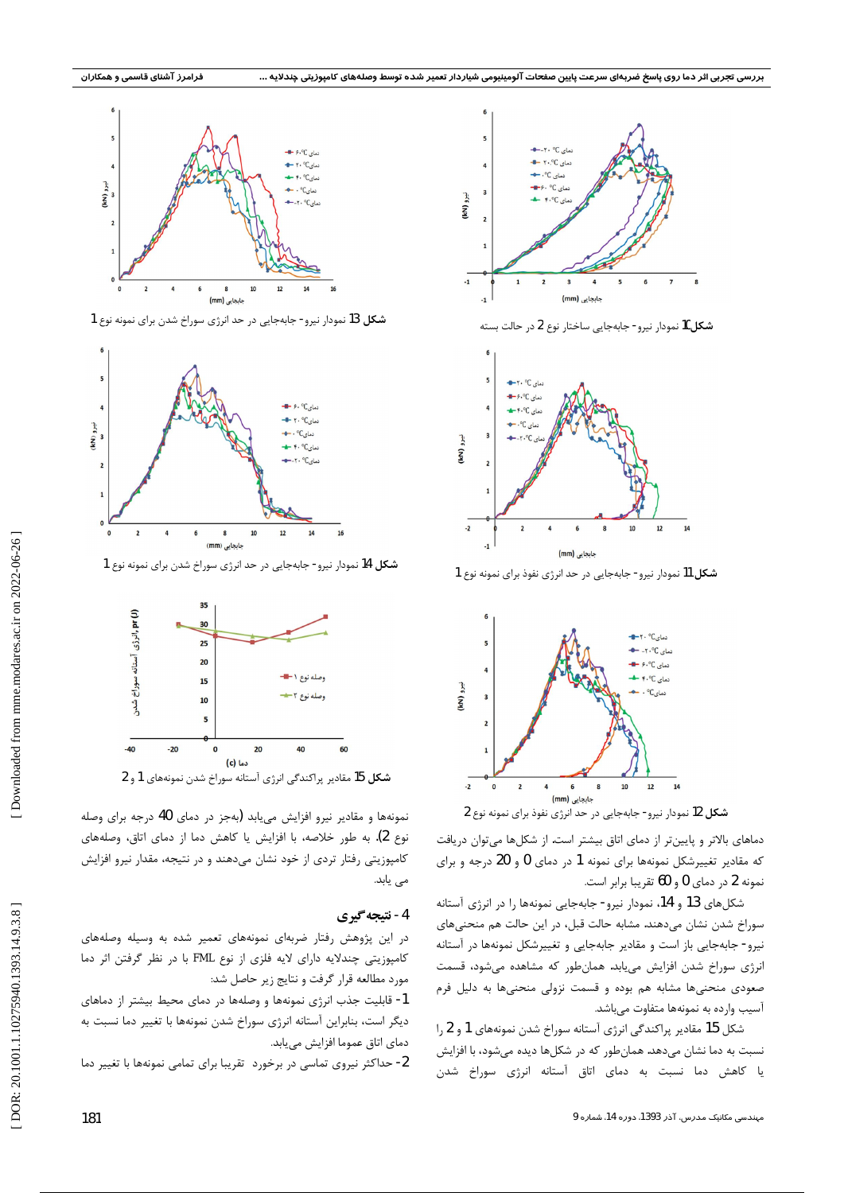شکل 10 نمودار نیرو- جابه‌جایی ساختار نوع 2 در حالت بسته

شکل 11 نمودار نیرو- جابه‌جایی در حد انرژی نفوذ برای نمونه نوع 1

شکل 12 نمودار نیرو- جابه‌جایی در حد انرژی نفوذ برای نمونه نوع 2

دماهای بالاتر و پایین‌تر از دمای اتاق بیشتر است. از شکل‌ها می‌توان دریافت که مقادیر تغییرشکل نمونه‌ها برای نمونه 1 در دمای 0 و 20 درجه و برای نمونه 2 در دمای 0 و 60 تقریبا برابر است.

شکل‌های 13 و 14، نمودار نیرو- جابه‌جایی نمونه‌ها را در انرژی آستانه سوراخ شدن نشان می‌دهند. مشابه حالت قبل، در این حالت هم منحنی‌های نیرو- جابه‌جایی باز است و مقادیر جابه‌جایی و تغییرشکل نمونه‌ها در آستانه انرژی سوراخ شدن افزایش می‌یابد. همان‌طور که مشاهده می‌شود، قسمت صعودی منحنی‌ها مشابه هم بوده و قسمت نزولی منحنی‌ها به دلیل فرم آسیب وارده به نمونه‌ها متفاوت می‌باشد.

شکل 15 مقادیر پراکندگی انرژی آستانه سوراخ شدن نمونه‌های 1 و 2 را نسبت به دما نشان می‌دهد. همان‌طور که در شکل‌ها دیده می‌شود، با افزایش یا کاهش دما نسبت به دمای اتاق آستانه انرژی سوراخ شدن

شکل 13 نمودار نیرو- جابه‌جایی در حد انرژی سوراخ شدن برای نمونه نوع 1

شکل 14 نمودار نیرو- جابه‌جایی در حد انرژی سوراخ شدن برای نمونه نوع 1

شکل 15 مقادیر پراکندگی انرژی آستانه سوراخ شدن نمونه‌های 1 و 2

نمونه‌ها و مقادیر نیرو افزایش می‌یابد (بجز در دمای 40 درجه برای وصله نوع 2). به طور خلاصه، با افزایش یا کاهش دما از دمای اتاق، وصله‌های کامپوزیتی رفتار تردی از خود نشان می‌دهند و در نتیجه، مقدار نیرو افزایش می یابد.

## 4- نتیجه‌گیری

در این پژوهش رفتار ضربه‌ای نمونه‌های تعمیر شده به وسیله وصله‌های کامپوزیتی چندلایه دارای لایه فلزی از نوع FML با در نظر گرفتن اثر دما مورد مطالعه قرار گرفت و نتایج زیر حاصل شد:

1- قابلیت جذب انرژی نمونه‌ها و وصله‌ها در دمای محیط بیشتر از دماهای دیگر است، بنابراین آستانه انرژی سوراخ شدن نمونه‌ها با تغییر دما نسبت به دمای اتاق عموما افزایش می‌یابد.

2- حداکثر نیروی تماسی در برخورد تقریبا برای تمامی نمونه‌ها با تغییر دما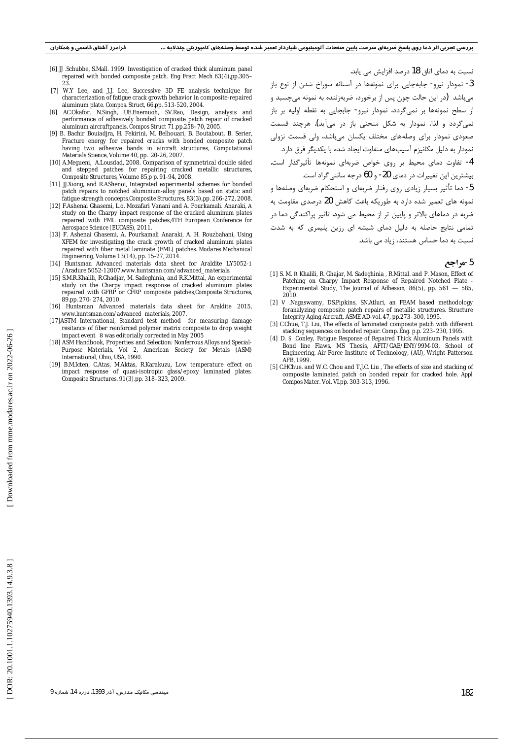نسبت به دمای اتاق 18 درصد افزایش می یابد.

3- نمودار نیرو- جابه‌جایی برای نمونه‌ها در آستانه سوراخ شدن از نوع باز می‌باشد (در این حالت چون پس از برخورد، ضربه‌زننده به نمونه می‌چسبد و از سطح نمونه‌ها بر نمی‌گردد، نمودار نیرو- جابجایی به نقطه اولیه بر باز نمی‌گردد و لذا، نمودار به شکل منحنی باز در می‌آید). هرچند قسمت صعودی نمودار برای وصله‌های مختلف یکسان می‌باشد، ولی قسمت نزولی نمودار به دلیل مکانیزم آسیب‌های متفاوت ایجاد شده با یکدیگر فرق دارد.

4- تفاوت دمای محیط بر روی خواص ضربه‌ای نمونه‌ها تأثیرگذار است. بیشترین این تغییرات در دمای 20- و 60 درجه سانتی‌گراد است.

5- دما تأثیر بسیار زیادی روی رفتار ضربه‌ای و استحکام ضربه‌ای وصله‌ها و نمونه های تعمیر شده دارد به طوریکه باعث کاهش 20 درصدی مقاومت به ضربه در دماهای بالاتر و پایین تر از محیط می شود. تاثیر پراکندگی دما در تمامی نتایج حاصله به دلیل دمای شیشه ای رزین پلیمری که به شدت نسبت به دما حساس هستند، زیاد می باشد.

## 5- مراجع

[1] S. M. R Khalili, R. Ghajar, M. Sadeghinia , R.Mittal. and P. Mason, Effect of Patching on Charpy Impact Response of Repaired Notched Plate - Experimental Study, *The Journal of Adhesion*, 86(5), pp. 561 — 585, 2010.

[2] V .Nagaswamy, DS.Pipkins, SN.Atluri, an FEAM based methodology foranalyzing composite patch repairs of metallic structures. Structure Integrity Aging Aircraft, ASME AD-vol. 47, pp.273–300, 1995.

[3] C.Chue, T.J. Liu, The effects of laminated composite patch with different stacking sequences on bonded repair. Comp. Eng. p.p. 223–230, 1995.

[4] D. S .Conley, Fatigue Response of Repaired Thick Aluminum Panels with Bond line Flaws, MS Thesis, AFIT/GAE/ENY/99M-03, School of Engineering, Air Force Institute of Technology, (AU), Wright-Patterson AFB, 1999.

[5] C.HChue. and W.C. Chou and T.J.C. Liu , The effects of size and stacking of composite laminated patch on bonded repair for cracked hole. Appl Compos Mater. Vol. VI.pp. 303-313, 1996.

[6] JJ .Schubbe, S.Mall. 1999. Investigation of cracked thick aluminum panel repaired with bonded composite patch. Eng Fract Mech 63(4),pp.305–23.

[7] W.Y Lee, and J.J. Lee, Successive 3D FE analysis technique for characterization of fatigue crack growth behavior in composite-repaired aluminum plate. Compos. Struct, 66.pp. 513-520, 2004.

[8] AC.Okafor, N.Singh, UE.Enemuoh, SV.Rao, Design, analysis and performance of adhesively bonded composite patch repair of cracked aluminum aircraftpanels. Compos Struct 71.pp.258–70, 2005.

[9] B. Bachir Bouiadjra, H. Fekirini, M. Belhouari, B. Boutabout, B. Serier, Fracture energy for repaired cracks with bonded composite patch having two adhesive bands in aircraft structures, *Computational Materials Science*, Volume 40, pp. 20-26, 2007.

[10] A.Megueni, A.Lousdad, 2008. Comparison of symmetrical double sided and stepped patches for repairing cracked metallic structures, *Composite Structures*, Volume 85,p p. 91-94, 2008.

[11] JJ.Xiong, and R.AShenoi, Integrated experimental schemes for bonded patch repairs to notched aluminium-alloy panels based on static and fatigue strength concepts.*Composite Structures*, 83(3),pp. 266-272, 2008.

[12] F.Ashenai Ghasemi, L.o. Mozafari Vanani and A. Pourkamali. Anaraki, A study on the Charpy impact response of the cracked aluminum plates repaired with FML composite patches,4TH European Conference for Aerospace Science (EUCASS), 2011.

[13] F. Ashenai Ghasemi, A. Pourkamali Anaraki, A. H. Rouzbahani, Using XFEM for investigating the crack growth of cracked aluminum plates repaired with fiber metal laminate (FML) patches. *Modares Mechanical Engineering*, Volume 13(14), pp. 15-27, 2014.

[14] Huntsman Advanced materials data sheet for Araldite LY5052-1 /Aradure 5052-12007.www.huntsman.com/advanced_materials.

[15] S.M.R.Khalili, R.Ghadjar, M. Sadeghinia, and R.K.Mittal, An experimental study on the Charpy impact response of cracked aluminum plates repaired with GFRP or CFRP composite patches,*Composite Structures*, 89.pp. 270- 274, 2010.

[16] Huntsman Advanced materials data sheet for Araldite 2015, www.huntsman.com/advanced_materials, 2007.

[17]ASTM International, Standard test method for measuring damage resitance of fiber reinforced polymer matrix composite to drop weight impact event 8 was editorially corrected in May 2005

[18] ASM Handbook, Properties and Selection*: Nonferrous Alloys and Special-Purpose Materials*, Vol 2, American Society for Metals (ASM) International, Ohio, USA, 1990.

[19] B.M.Icten, C.Atas, M.Aktas, R.Karakuzu, Low temperature effect on impact response of quasi-isotropic glass/epoxy laminated plates. *Composite Structures*. 91(3).pp. 318–323, 2009.